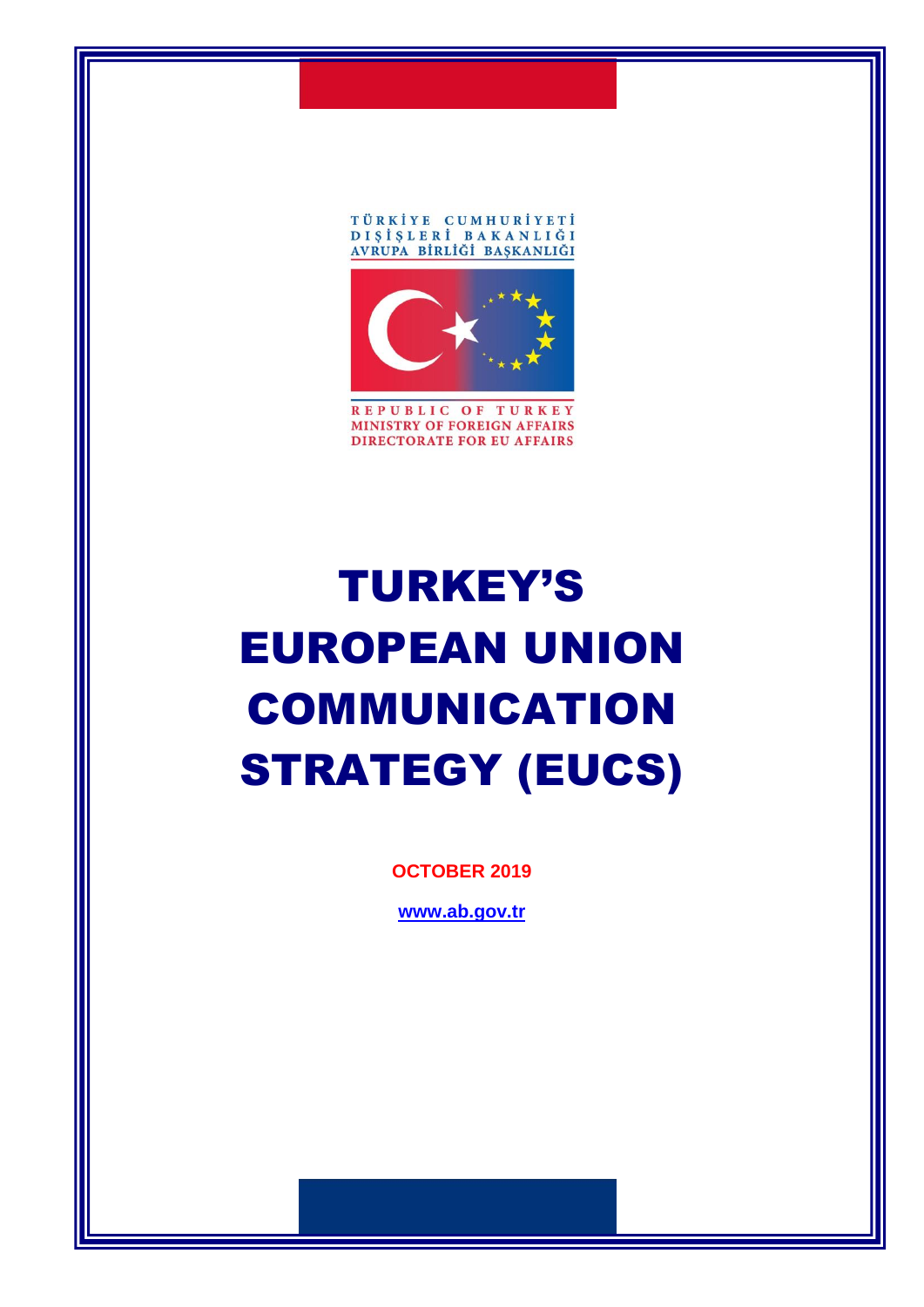TÜRKİYE CUMHURİYETİ
DIŞİŞLERİ BAKANLIĞI
AVRUPA BİRLİĞİ BAŞKANLIĞI

REPUBLIC OF TURKEY
MINISTRY OF FOREIGN AFFAIRS
DIRECTORATE FOR EU AFFAIRS

# TURKEY'S EUROPEAN UNION COMMUNICATION STRATEGY (EUCS)

**OCTOBER 2019**

**www.ab.gov.tr**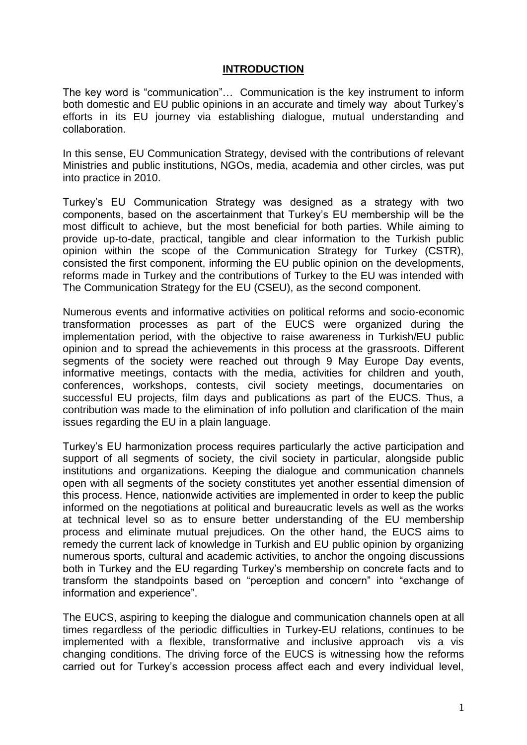# INTRODUCTION

The key word is "communication"… Communication is the key instrument to inform both domestic and EU public opinions in an accurate and timely way about Turkey's efforts in its EU journey via establishing dialogue, mutual understanding and collaboration.

In this sense, EU Communication Strategy, devised with the contributions of relevant Ministries and public institutions, NGOs, media, academia and other circles, was put into practice in 2010.

Turkey's EU Communication Strategy was designed as a strategy with two components, based on the ascertainment that Turkey's EU membership will be the most difficult to achieve, but the most beneficial for both parties. While aiming to provide up-to-date, practical, tangible and clear information to the Turkish public opinion within the scope of the Communication Strategy for Turkey (CSTR), consisted the first component, informing the EU public opinion on the developments, reforms made in Turkey and the contributions of Turkey to the EU was intended with The Communication Strategy for the EU (CSEU), as the second component.

Numerous events and informative activities on political reforms and socio-economic transformation processes as part of the EUCS were organized during the implementation period, with the objective to raise awareness in Turkish/EU public opinion and to spread the achievements in this process at the grassroots. Different segments of the society were reached out through 9 May Europe Day events, informative meetings, contacts with the media, activities for children and youth, conferences, workshops, contests, civil society meetings, documentaries on successful EU projects, film days and publications as part of the EUCS. Thus, a contribution was made to the elimination of info pollution and clarification of the main issues regarding the EU in a plain language.

Turkey's EU harmonization process requires particularly the active participation and support of all segments of society, the civil society in particular, alongside public institutions and organizations. Keeping the dialogue and communication channels open with all segments of the society constitutes yet another essential dimension of this process. Hence, nationwide activities are implemented in order to keep the public informed on the negotiations at political and bureaucratic levels as well as the works at technical level so as to ensure better understanding of the EU membership process and eliminate mutual prejudices. On the other hand, the EUCS aims to remedy the current lack of knowledge in Turkish and EU public opinion by organizing numerous sports, cultural and academic activities, to anchor the ongoing discussions both in Turkey and the EU regarding Turkey's membership on concrete facts and to transform the standpoints based on "perception and concern" into "exchange of information and experience".

The EUCS, aspiring to keeping the dialogue and communication channels open at all times regardless of the periodic difficulties in Turkey-EU relations, continues to be implemented with a flexible, transformative and inclusive approach vis a vis changing conditions. The driving force of the EUCS is witnessing how the reforms carried out for Turkey's accession process affect each and every individual level,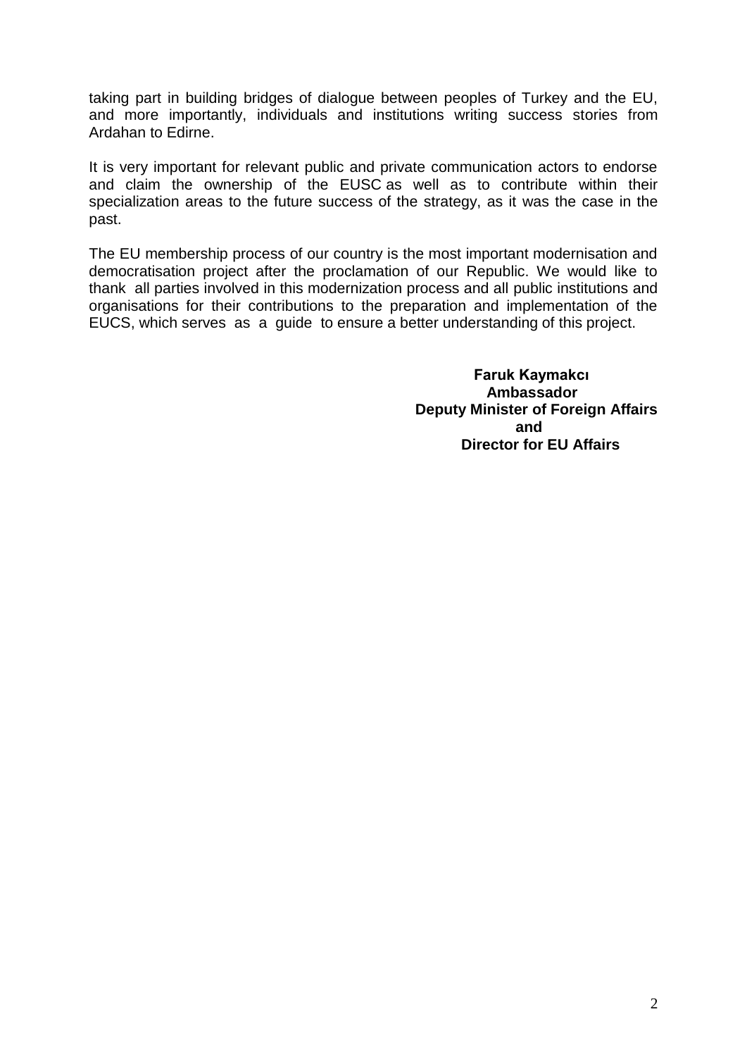taking part in building bridges of dialogue between peoples of Turkey and the EU, and more importantly, individuals and institutions writing success stories from Ardahan to Edirne.

It is very important for relevant public and private communication actors to endorse and claim the ownership of the EUSC as well as to contribute within their specialization areas to the future success of the strategy, as it was the case in the past.

The EU membership process of our country is the most important modernisation and democratisation project after the proclamation of our Republic. We would like to thank all parties involved in this modernization process and all public institutions and organisations for their contributions to the preparation and implementation of the EUCS, which serves as a guide to ensure a better understanding of this project.

**Faruk Kaymakcı**
**Ambassador**
**Deputy Minister of Foreign Affairs**
**and**
**Director for EU Affairs**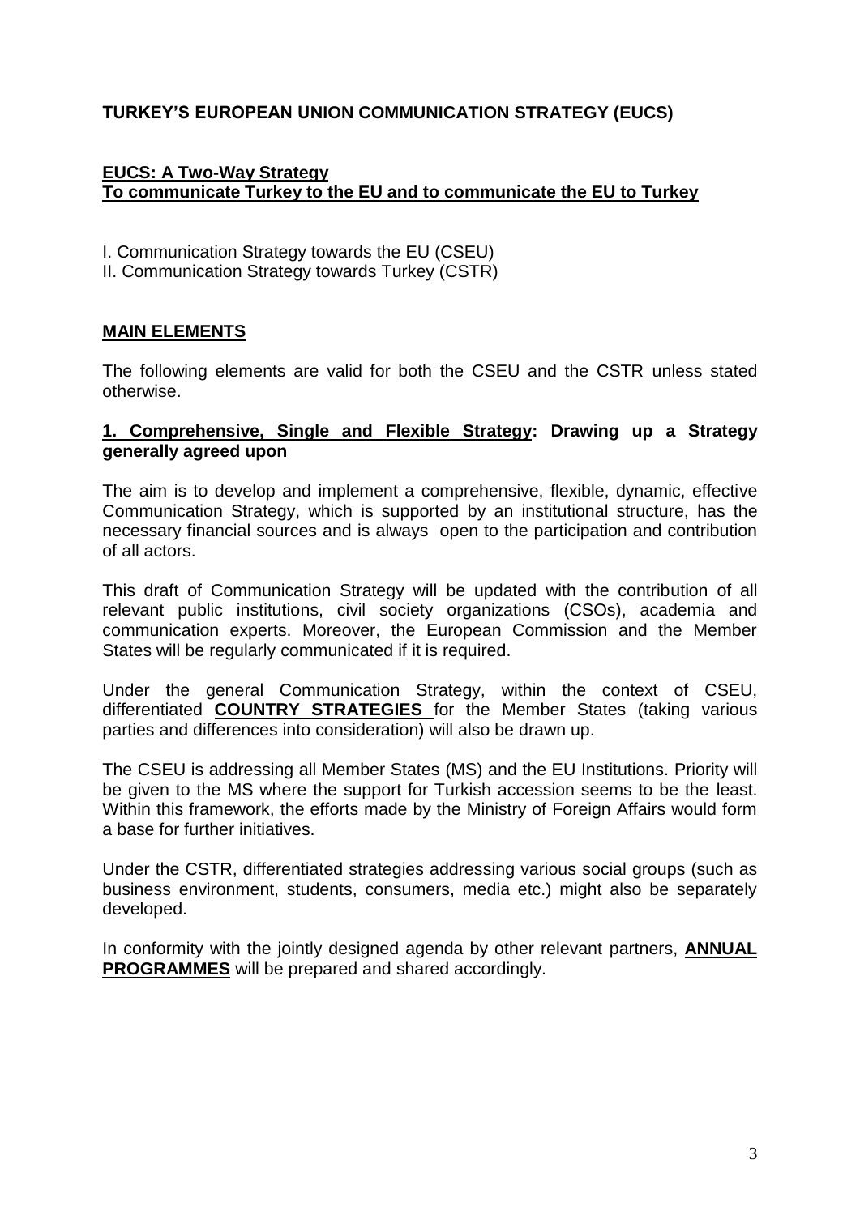# TURKEY'S EUROPEAN UNION COMMUNICATION STRATEGY (EUCS)

## EUCS: A Two-Way Strategy
## To communicate Turkey to the EU and to communicate the EU to Turkey

I. Communication Strategy towards the EU (CSEU)
II. Communication Strategy towards Turkey (CSTR)

## MAIN ELEMENTS

The following elements are valid for both the CSEU and the CSTR unless stated otherwise.

### 1. Comprehensive, Single and Flexible Strategy: Drawing up a Strategy generally agreed upon

The aim is to develop and implement a comprehensive, flexible, dynamic, effective Communication Strategy, which is supported by an institutional structure, has the necessary financial sources and is always open to the participation and contribution of all actors.

This draft of Communication Strategy will be updated with the contribution of all relevant public institutions, civil society organizations (CSOs), academia and communication experts. Moreover, the European Commission and the Member States will be regularly communicated if it is required.

Under the general Communication Strategy, within the context of CSEU, differentiated **COUNTRY STRATEGIES** for the Member States (taking various parties and differences into consideration) will also be drawn up.

The CSEU is addressing all Member States (MS) and the EU Institutions. Priority will be given to the MS where the support for Turkish accession seems to be the least. Within this framework, the efforts made by the Ministry of Foreign Affairs would form a base for further initiatives.

Under the CSTR, differentiated strategies addressing various social groups (such as business environment, students, consumers, media etc.) might also be separately developed.

In conformity with the jointly designed agenda by other relevant partners, **ANNUAL PROGRAMMES** will be prepared and shared accordingly.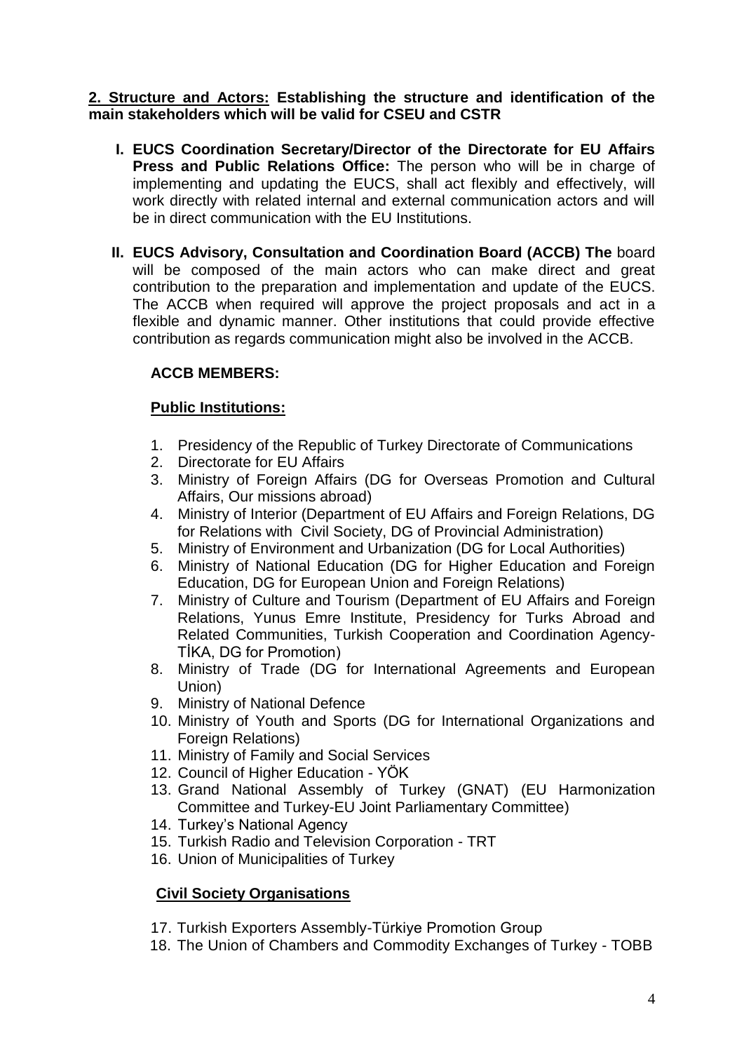**2. Structure and Actors: Establishing the structure and identification of the main stakeholders which will be valid for CSEU and CSTR**

I. **EUCS Coordination Secretary/Director of the Directorate for EU Affairs Press and Public Relations Office:** The person who will be in charge of implementing and updating the EUCS, shall act flexibly and effectively, will work directly with related internal and external communication actors and will be in direct communication with the EU Institutions.

II. **EUCS Advisory, Consultation and Coordination Board (ACCB) The** board will be composed of the main actors who can make direct and great contribution to the preparation and implementation and update of the EUCS. The ACCB when required will approve the project proposals and act in a flexible and dynamic manner. Other institutions that could provide effective contribution as regards communication might also be involved in the ACCB.

**ACCB MEMBERS:**

**Public Institutions:**

1. Presidency of the Republic of Turkey Directorate of Communications
2. Directorate for EU Affairs
3. Ministry of Foreign Affairs (DG for Overseas Promotion and Cultural Affairs, Our missions abroad)
4. Ministry of Interior (Department of EU Affairs and Foreign Relations, DG for Relations with Civil Society, DG of Provincial Administration)
5. Ministry of Environment and Urbanization (DG for Local Authorities)
6. Ministry of National Education (DG for Higher Education and Foreign Education, DG for European Union and Foreign Relations)
7. Ministry of Culture and Tourism (Department of EU Affairs and Foreign Relations, Yunus Emre Institute, Presidency for Turks Abroad and Related Communities, Turkish Cooperation and Coordination Agency-TİKA, DG for Promotion)
8. Ministry of Trade (DG for International Agreements and European Union)
9. Ministry of National Defence
10. Ministry of Youth and Sports (DG for International Organizations and Foreign Relations)
11. Ministry of Family and Social Services
12. Council of Higher Education - YÖK
13. Grand National Assembly of Turkey (GNAT) (EU Harmonization Committee and Turkey-EU Joint Parliamentary Committee)
14. Turkey's National Agency
15. Turkish Radio and Television Corporation - TRT
16. Union of Municipalities of Turkey

**Civil Society Organisations**

17. Turkish Exporters Assembly-Türkiye Promotion Group
18. The Union of Chambers and Commodity Exchanges of Turkey - TOBB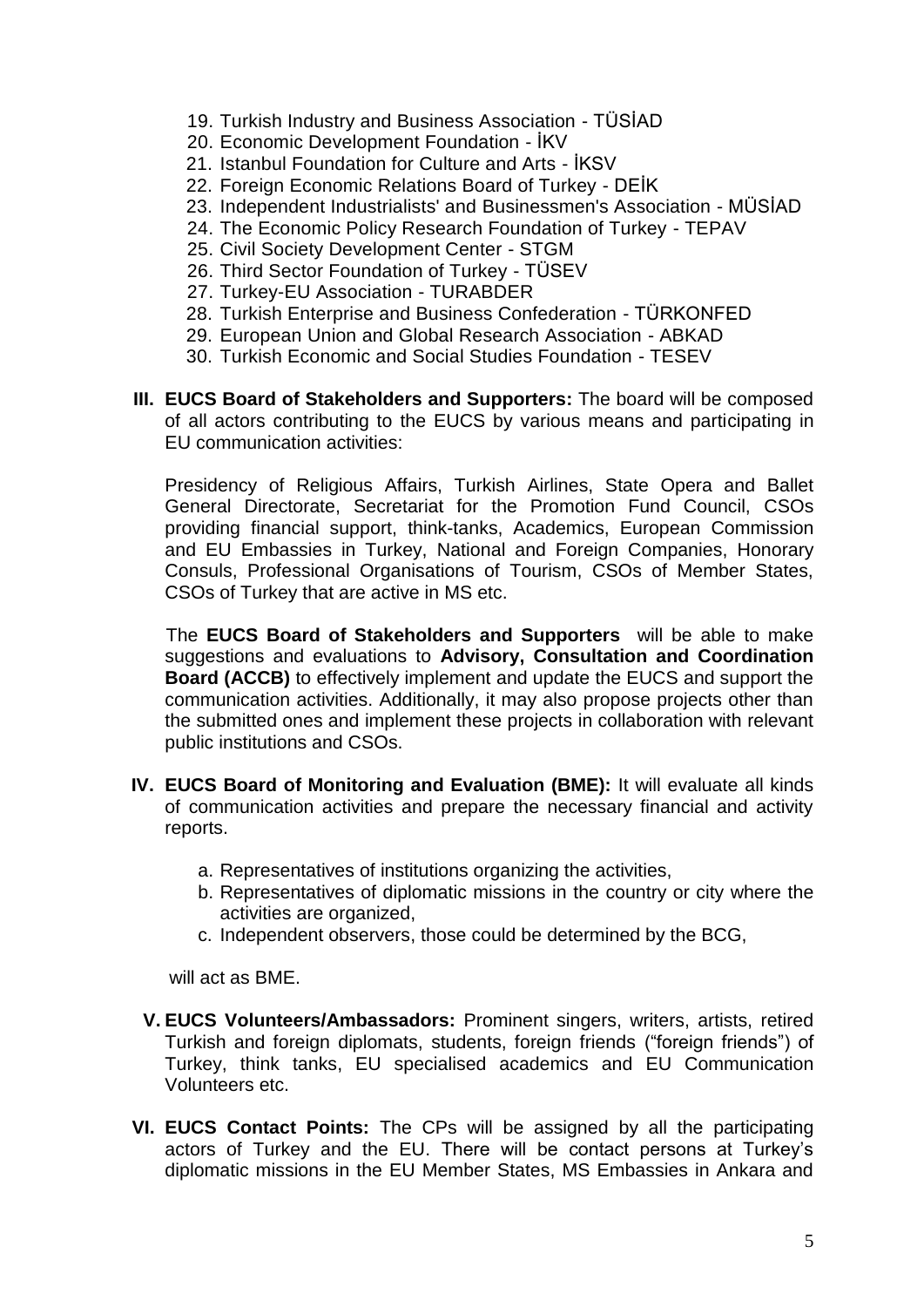19. Turkish Industry and Business Association - TÜSİAD
20. Economic Development Foundation - İKV
21. Istanbul Foundation for Culture and Arts - İKSV
22. Foreign Economic Relations Board of Turkey - DEİK
23. Independent Industrialists' and Businessmen's Association - MÜSİAD
24. The Economic Policy Research Foundation of Turkey - TEPAV
25. Civil Society Development Center - STGM
26. Third Sector Foundation of Turkey - TÜSEV
27. Turkey-EU Association - TURABDER
28. Turkish Enterprise and Business Confederation - TÜRKONFED
29. European Union and Global Research Association - ABKAD
30. Turkish Economic and Social Studies Foundation - TESEV

**III. EUCS Board of Stakeholders and Supporters:** The board will be composed of all actors contributing to the EUCS by various means and participating in EU communication activities:

Presidency of Religious Affairs, Turkish Airlines, State Opera and Ballet General Directorate, Secretariat for the Promotion Fund Council, CSOs providing financial support, think-tanks, Academics, European Commission and EU Embassies in Turkey, National and Foreign Companies, Honorary Consuls, Professional Organisations of Tourism, CSOs of Member States, CSOs of Turkey that are active in MS etc.

The **EUCS Board of Stakeholders and Supporters** will be able to make suggestions and evaluations to **Advisory, Consultation and Coordination Board (ACCB)** to effectively implement and update the EUCS and support the communication activities. Additionally, it may also propose projects other than the submitted ones and implement these projects in collaboration with relevant public institutions and CSOs.

**IV. EUCS Board of Monitoring and Evaluation (BME):** It will evaluate all kinds of communication activities and prepare the necessary financial and activity reports.

a. Representatives of institutions organizing the activities,
b. Representatives of diplomatic missions in the country or city where the activities are organized,
c. Independent observers, those could be determined by the BCG,

will act as BME.

**V. EUCS Volunteers/Ambassadors:** Prominent singers, writers, artists, retired Turkish and foreign diplomats, students, foreign friends ("foreign friends") of Turkey, think tanks, EU specialised academics and EU Communication Volunteers etc.

**VI. EUCS Contact Points:** The CPs will be assigned by all the participating actors of Turkey and the EU. There will be contact persons at Turkey's diplomatic missions in the EU Member States, MS Embassies in Ankara and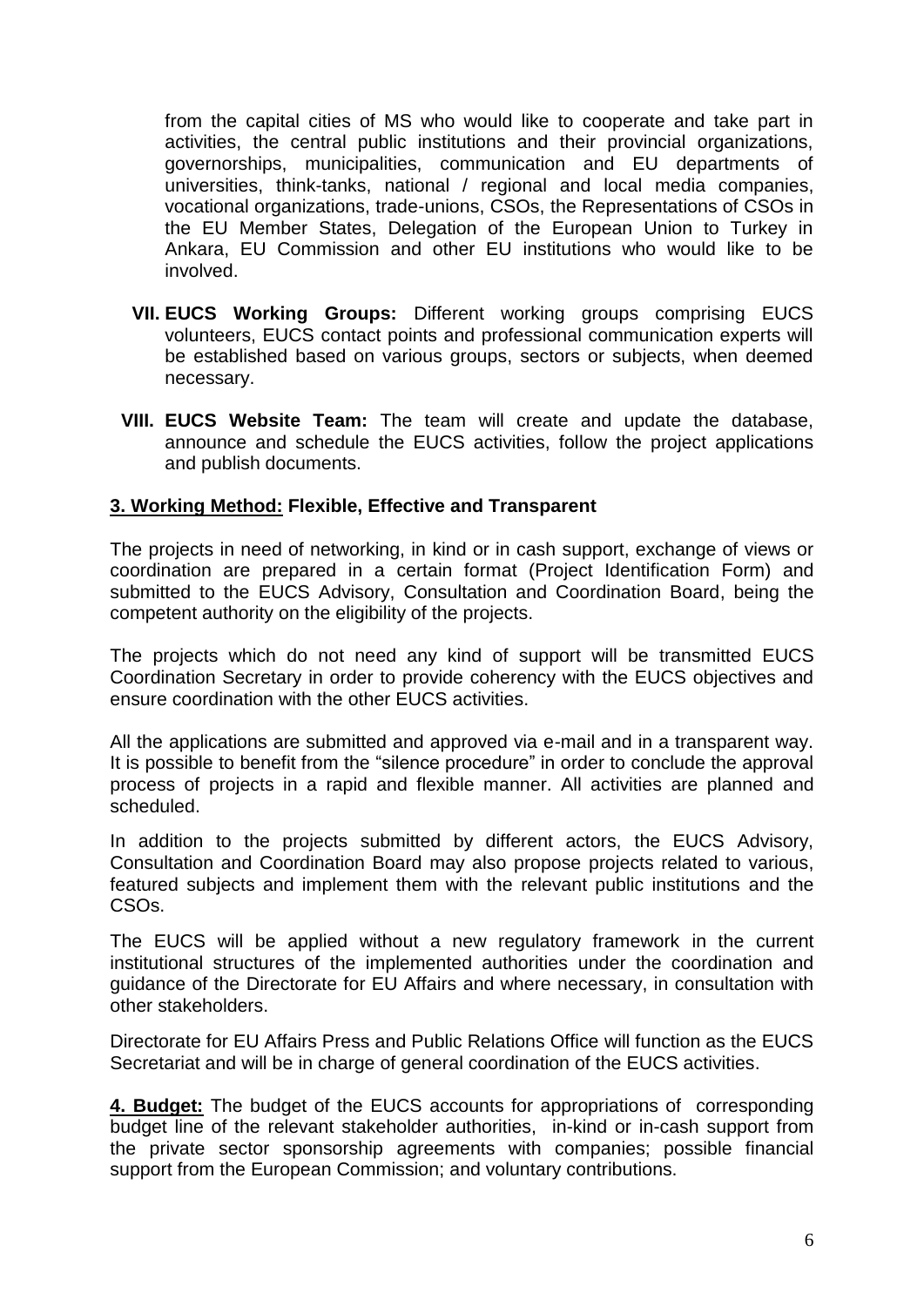from the capital cities of MS who would like to cooperate and take part in activities, the central public institutions and their provincial organizations, governorships, municipalities, communication and EU departments of universities, think-tanks, national / regional and local media companies, vocational organizations, trade-unions, CSOs, the Representations of CSOs in the EU Member States, Delegation of the European Union to Turkey in Ankara, EU Commission and other EU institutions who would like to be involved.

VII. **EUCS Working Groups:** Different working groups comprising EUCS volunteers, EUCS contact points and professional communication experts will be established based on various groups, sectors or subjects, when deemed necessary.

VIII. **EUCS Website Team:** The team will create and update the database, announce and schedule the EUCS activities, follow the project applications and publish documents.

**3. Working Method: Flexible, Effective and Transparent**

The projects in need of networking, in kind or in cash support, exchange of views or coordination are prepared in a certain format (Project Identification Form) and submitted to the EUCS Advisory, Consultation and Coordination Board, being the competent authority on the eligibility of the projects.

The projects which do not need any kind of support will be transmitted EUCS Coordination Secretary in order to provide coherency with the EUCS objectives and ensure coordination with the other EUCS activities.

All the applications are submitted and approved via e-mail and in a transparent way. It is possible to benefit from the "silence procedure" in order to conclude the approval process of projects in a rapid and flexible manner. All activities are planned and scheduled.

In addition to the projects submitted by different actors, the EUCS Advisory, Consultation and Coordination Board may also propose projects related to various, featured subjects and implement them with the relevant public institutions and the CSOs.

The EUCS will be applied without a new regulatory framework in the current institutional structures of the implemented authorities under the coordination and guidance of the Directorate for EU Affairs and where necessary, in consultation with other stakeholders.

Directorate for EU Affairs Press and Public Relations Office will function as the EUCS Secretariat and will be in charge of general coordination of the EUCS activities.

**4. Budget:** The budget of the EUCS accounts for appropriations of corresponding budget line of the relevant stakeholder authorities, in-kind or in-cash support from the private sector sponsorship agreements with companies; possible financial support from the European Commission; and voluntary contributions.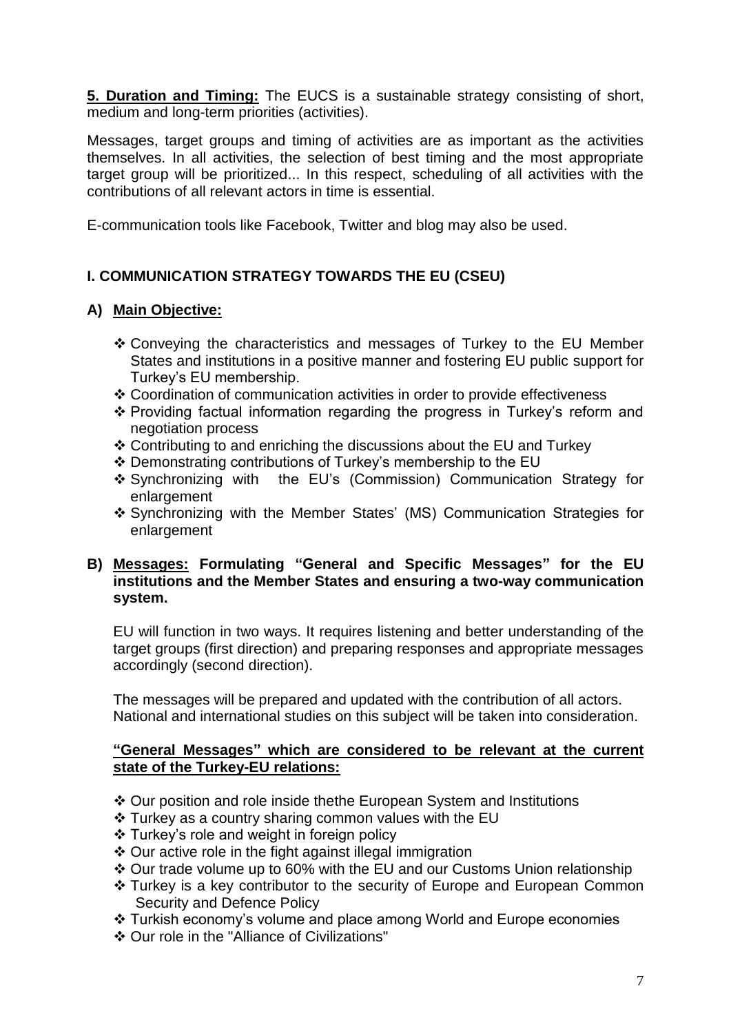**5. Duration and Timing:** The EUCS is a sustainable strategy consisting of short, medium and long-term priorities (activities).

Messages, target groups and timing of activities are as important as the activities themselves. In all activities, the selection of best timing and the most appropriate target group will be prioritized... In this respect, scheduling of all activities with the contributions of all relevant actors in time is essential.

E-communication tools like Facebook, Twitter and blog may also be used.

## I. COMMUNICATION STRATEGY TOWARDS THE EU (CSEU)

### A) Main Objective:

- ❖ Conveying the characteristics and messages of Turkey to the EU Member States and institutions in a positive manner and fostering EU public support for Turkey's EU membership.
- ❖ Coordination of communication activities in order to provide effectiveness
- ❖ Providing factual information regarding the progress in Turkey's reform and negotiation process
- ❖ Contributing to and enriching the discussions about the EU and Turkey
- ❖ Demonstrating contributions of Turkey's membership to the EU
- ❖ Synchronizing with the EU's (Commission) Communication Strategy for enlargement
- ❖ Synchronizing with the Member States' (MS) Communication Strategies for enlargement

### B) Messages: Formulating "General and Specific Messages" for the EU institutions and the Member States and ensuring a two-way communication system.

EU will function in two ways. It requires listening and better understanding of the target groups (first direction) and preparing responses and appropriate messages accordingly (second direction).

The messages will be prepared and updated with the contribution of all actors. National and international studies on this subject will be taken into consideration.

**"General Messages" which are considered to be relevant at the current state of the Turkey-EU relations:**

- ❖ Our position and role inside thethe European System and Institutions
- ❖ Turkey as a country sharing common values with the EU
- ❖ Turkey's role and weight in foreign policy
- ❖ Our active role in the fight against illegal immigration
- ❖ Our trade volume up to 60% with the EU and our Customs Union relationship
- ❖ Turkey is a key contributor to the security of Europe and European Common Security and Defence Policy
- ❖ Turkish economy's volume and place among World and Europe economies
- ❖ Our role in the "Alliance of Civilizations"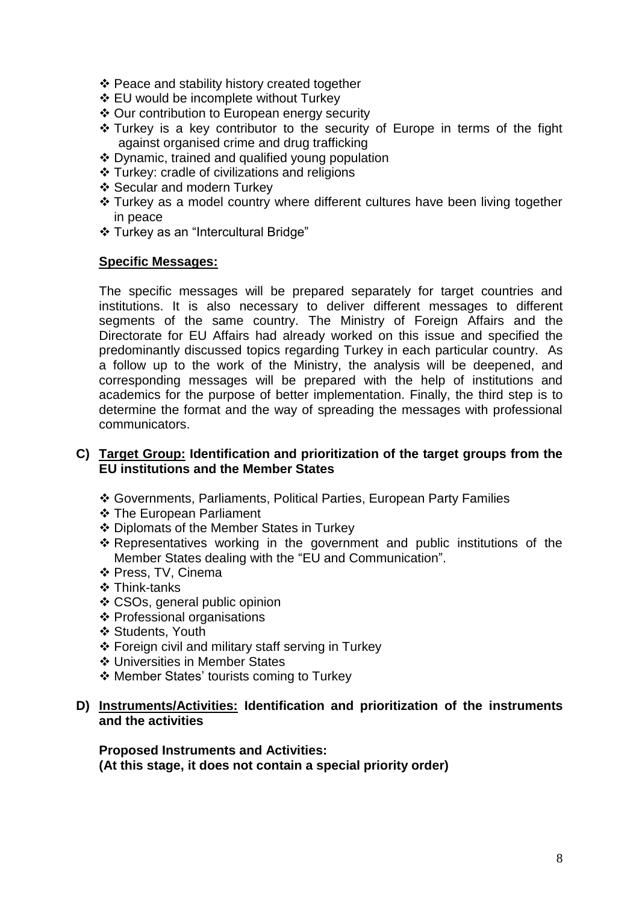- Peace and stability history created together
- EU would be incomplete without Turkey
- Our contribution to European energy security
- Turkey is a key contributor to the security of Europe in terms of the fight against organised crime and drug trafficking
- Dynamic, trained and qualified young population
- Turkey: cradle of civilizations and religions
- Secular and modern Turkey
- Turkey as a model country where different cultures have been living together in peace
- Turkey as an "Intercultural Bridge"

**<u>Specific Messages:</u>**

The specific messages will be prepared separately for target countries and institutions. It is also necessary to deliver different messages to different segments of the same country. The Ministry of Foreign Affairs and the Directorate for EU Affairs had already worked on this issue and specified the predominantly discussed topics regarding Turkey in each particular country. As a follow up to the work of the Ministry, the analysis will be deepened, and corresponding messages will be prepared with the help of institutions and academics for the purpose of better implementation. Finally, the third step is to determine the format and the way of spreading the messages with professional communicators.

**C) <u>Target Group:</u> Identification and prioritization of the target groups from the EU institutions and the Member States**

- Governments, Parliaments, Political Parties, European Party Families
- The European Parliament
- Diplomats of the Member States in Turkey
- Representatives working in the government and public institutions of the Member States dealing with the "EU and Communication".
- Press, TV, Cinema
- Think-tanks
- CSOs, general public opinion
- Professional organisations
- Students, Youth
- Foreign civil and military staff serving in Turkey
- Universities in Member States
- Member States' tourists coming to Turkey

**D) <u>Instruments/Activities:</u> Identification and prioritization of the instruments and the activities**

**Proposed Instruments and Activities:**
**(At this stage, it does not contain a special priority order)**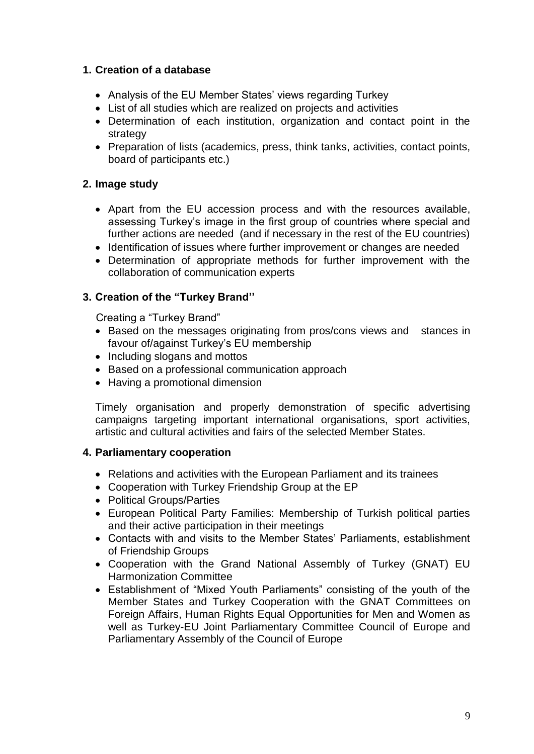## 1. Creation of a database

- Analysis of the EU Member States' views regarding Turkey
- List of all studies which are realized on projects and activities
- Determination of each institution, organization and contact point in the strategy
- Preparation of lists (academics, press, think tanks, activities, contact points, board of participants etc.)

## 2. Image study

- Apart from the EU accession process and with the resources available, assessing Turkey's image in the first group of countries where special and further actions are needed (and if necessary in the rest of the EU countries)
- Identification of issues where further improvement or changes are needed
- Determination of appropriate methods for further improvement with the collaboration of communication experts

## 3. Creation of the "Turkey Brand''

Creating a "Turkey Brand"

- Based on the messages originating from pros/cons views and stances in favour of/against Turkey's EU membership
- Including slogans and mottos
- Based on a professional communication approach
- Having a promotional dimension

Timely organisation and properly demonstration of specific advertising campaigns targeting important international organisations, sport activities, artistic and cultural activities and fairs of the selected Member States.

## 4. Parliamentary cooperation

- Relations and activities with the European Parliament and its trainees
- Cooperation with Turkey Friendship Group at the EP
- Political Groups/Parties
- European Political Party Families: Membership of Turkish political parties and their active participation in their meetings
- Contacts with and visits to the Member States' Parliaments, establishment of Friendship Groups
- Cooperation with the Grand National Assembly of Turkey (GNAT) EU Harmonization Committee
- Establishment of "Mixed Youth Parliaments" consisting of the youth of the Member States and Turkey Cooperation with the GNAT Committees on Foreign Affairs, Human Rights Equal Opportunities for Men and Women as well as Turkey-EU Joint Parliamentary Committee Council of Europe and Parliamentary Assembly of the Council of Europe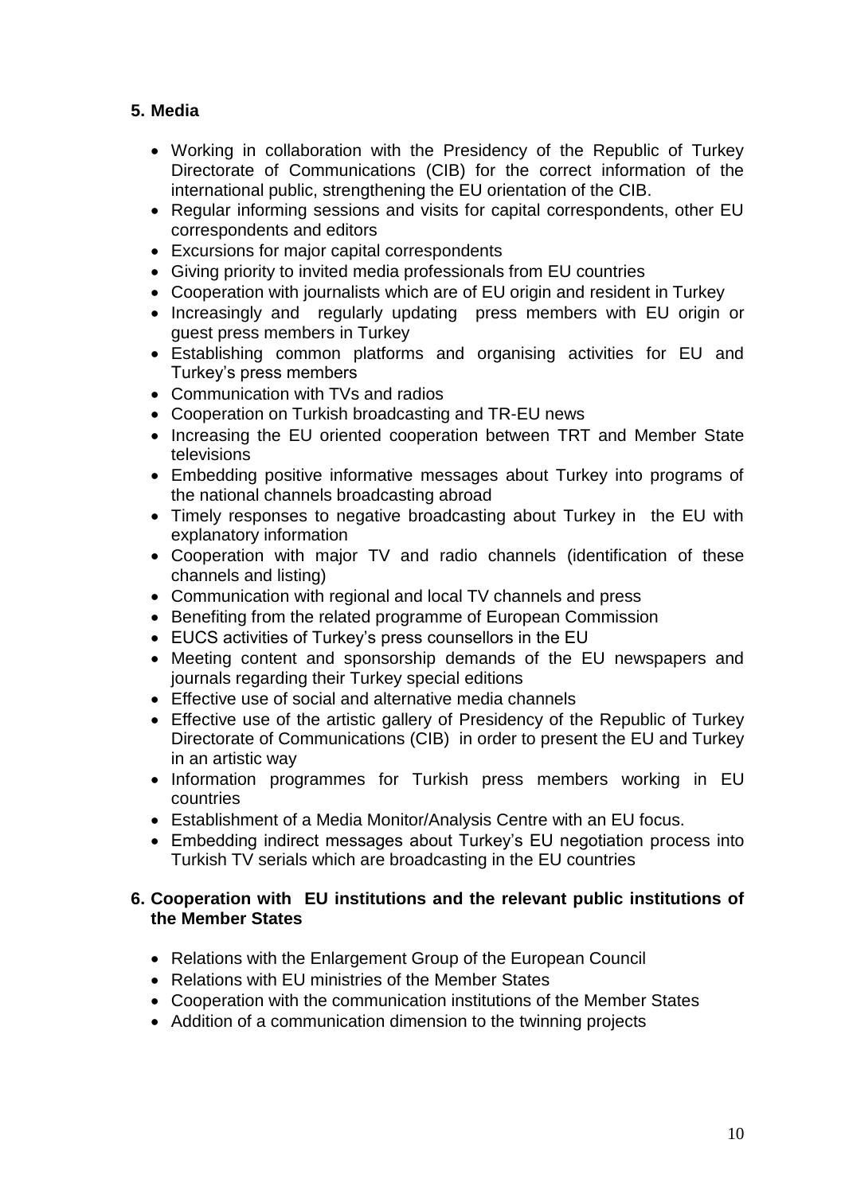## 5. Media

- Working in collaboration with the Presidency of the Republic of Turkey Directorate of Communications (CIB) for the correct information of the international public, strengthening the EU orientation of the CIB.
- Regular informing sessions and visits for capital correspondents, other EU correspondents and editors
- Excursions for major capital correspondents
- Giving priority to invited media professionals from EU countries
- Cooperation with journalists which are of EU origin and resident in Turkey
- Increasingly and regularly updating press members with EU origin or guest press members in Turkey
- Establishing common platforms and organising activities for EU and Turkey's press members
- Communication with TVs and radios
- Cooperation on Turkish broadcasting and TR-EU news
- Increasing the EU oriented cooperation between TRT and Member State televisions
- Embedding positive informative messages about Turkey into programs of the national channels broadcasting abroad
- Timely responses to negative broadcasting about Turkey in the EU with explanatory information
- Cooperation with major TV and radio channels (identification of these channels and listing)
- Communication with regional and local TV channels and press
- Benefiting from the related programme of European Commission
- EUCS activities of Turkey's press counsellors in the EU
- Meeting content and sponsorship demands of the EU newspapers and journals regarding their Turkey special editions
- Effective use of social and alternative media channels
- Effective use of the artistic gallery of Presidency of the Republic of Turkey Directorate of Communications (CIB) in order to present the EU and Turkey in an artistic way
- Information programmes for Turkish press members working in EU countries
- Establishment of a Media Monitor/Analysis Centre with an EU focus.
- Embedding indirect messages about Turkey's EU negotiation process into Turkish TV serials which are broadcasting in the EU countries

## 6. Cooperation with EU institutions and the relevant public institutions of the Member States

- Relations with the Enlargement Group of the European Council
- Relations with EU ministries of the Member States
- Cooperation with the communication institutions of the Member States
- Addition of a communication dimension to the twinning projects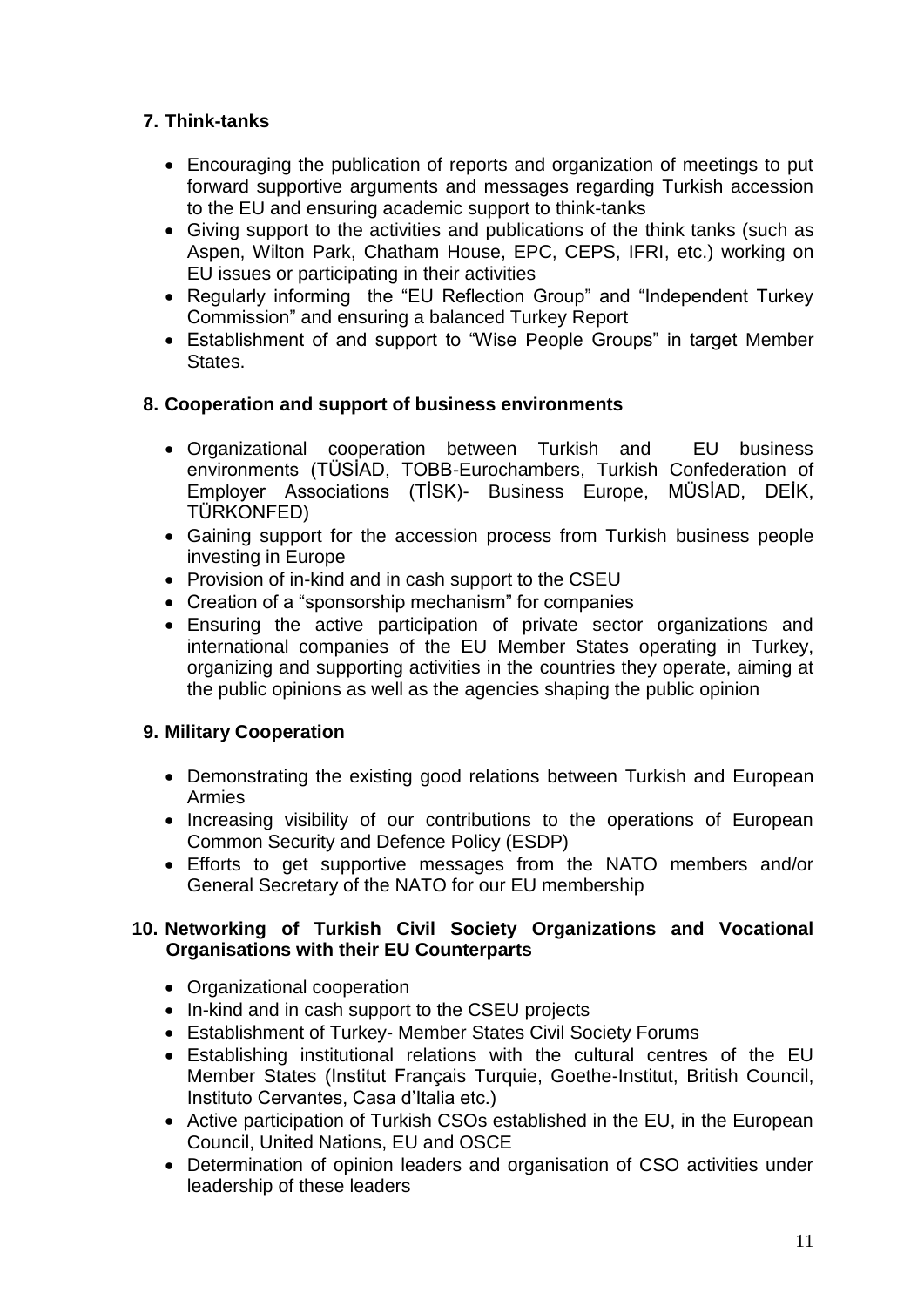## 7. Think-tanks

- Encouraging the publication of reports and organization of meetings to put forward supportive arguments and messages regarding Turkish accession to the EU and ensuring academic support to think-tanks
- Giving support to the activities and publications of the think tanks (such as Aspen, Wilton Park, Chatham House, EPC, CEPS, IFRI, etc.) working on EU issues or participating in their activities
- Regularly informing the "EU Reflection Group" and "Independent Turkey Commission" and ensuring a balanced Turkey Report
- Establishment of and support to "Wise People Groups" in target Member States.

## 8. Cooperation and support of business environments

- Organizational cooperation between Turkish and EU business environments (TÜSİAD, TOBB-Eurochambers, Turkish Confederation of Employer Associations (TİSK)- Business Europe, MÜSİAD, DEİK, TÜRKONFED)
- Gaining support for the accession process from Turkish business people investing in Europe
- Provision of in-kind and in cash support to the CSEU
- Creation of a "sponsorship mechanism" for companies
- Ensuring the active participation of private sector organizations and international companies of the EU Member States operating in Turkey, organizing and supporting activities in the countries they operate, aiming at the public opinions as well as the agencies shaping the public opinion

## 9. Military Cooperation

- Demonstrating the existing good relations between Turkish and European Armies
- Increasing visibility of our contributions to the operations of European Common Security and Defence Policy (ESDP)
- Efforts to get supportive messages from the NATO members and/or General Secretary of the NATO for our EU membership

## 10. Networking of Turkish Civil Society Organizations and Vocational Organisations with their EU Counterparts

- Organizational cooperation
- In-kind and in cash support to the CSEU projects
- Establishment of Turkey- Member States Civil Society Forums
- Establishing institutional relations with the cultural centres of the EU Member States (Institut Français Turquie, Goethe-Institut, British Council, Instituto Cervantes, Casa d'Italia etc.)
- Active participation of Turkish CSOs established in the EU, in the European Council, United Nations, EU and OSCE
- Determination of opinion leaders and organisation of CSO activities under leadership of these leaders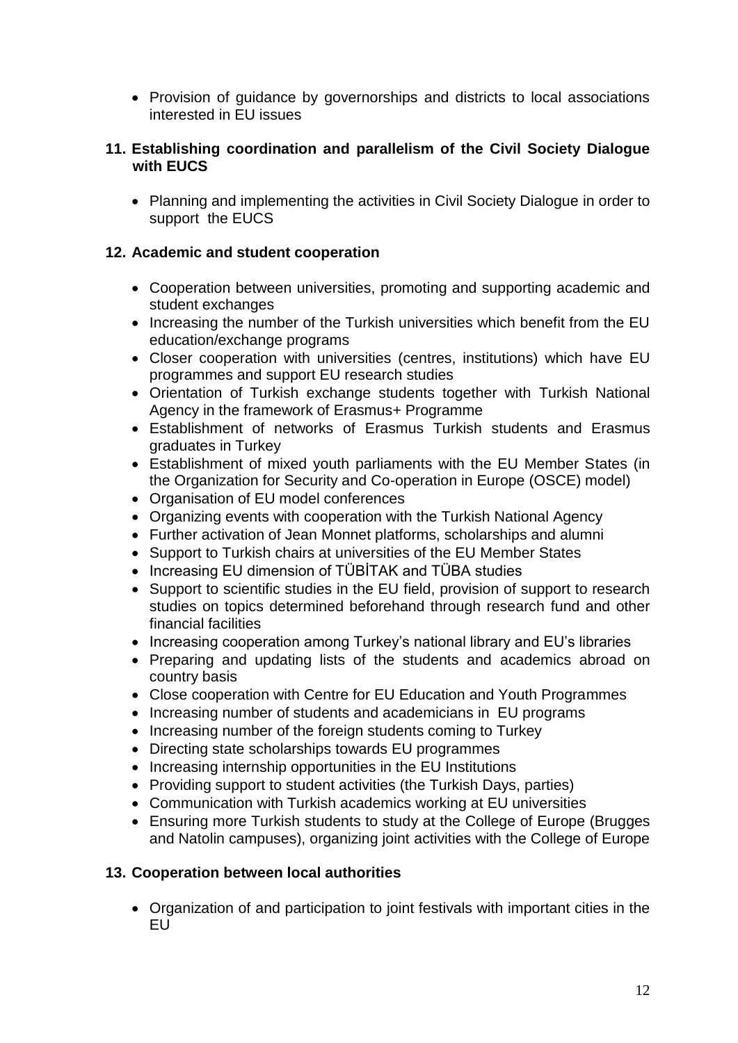- Provision of guidance by governorships and districts to local associations interested in EU issues

**11. Establishing coordination and parallelism of the Civil Society Dialogue with EUCS**

- Planning and implementing the activities in Civil Society Dialogue in order to support the EUCS

**12. Academic and student cooperation**

- Cooperation between universities, promoting and supporting academic and student exchanges
- Increasing the number of the Turkish universities which benefit from the EU education/exchange programs
- Closer cooperation with universities (centres, institutions) which have EU programmes and support EU research studies
- Orientation of Turkish exchange students together with Turkish National Agency in the framework of Erasmus+ Programme
- Establishment of networks of Erasmus Turkish students and Erasmus graduates in Turkey
- Establishment of mixed youth parliaments with the EU Member States (in the Organization for Security and Co-operation in Europe (OSCE) model)
- Organisation of EU model conferences
- Organizing events with cooperation with the Turkish National Agency
- Further activation of Jean Monnet platforms, scholarships and alumni
- Support to Turkish chairs at universities of the EU Member States
- Increasing EU dimension of TÜBİTAK and TÜBA studies
- Support to scientific studies in the EU field, provision of support to research studies on topics determined beforehand through research fund and other financial facilities
- Increasing cooperation among Turkey's national library and EU's libraries
- Preparing and updating lists of the students and academics abroad on country basis
- Close cooperation with Centre for EU Education and Youth Programmes
- Increasing number of students and academicians in EU programs
- Increasing number of the foreign students coming to Turkey
- Directing state scholarships towards EU programmes
- Increasing internship opportunities in the EU Institutions
- Providing support to student activities (the Turkish Days, parties)
- Communication with Turkish academics working at EU universities
- Ensuring more Turkish students to study at the College of Europe (Brugges and Natolin campuses), organizing joint activities with the College of Europe

**13. Cooperation between local authorities**

- Organization of and participation to joint festivals with important cities in the EU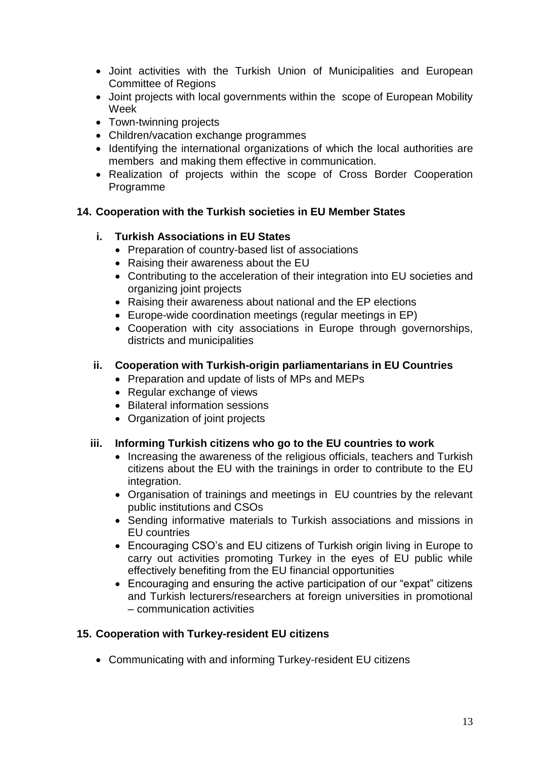- Joint activities with the Turkish Union of Municipalities and European Committee of Regions
- Joint projects with local governments within the scope of European Mobility Week
- Town-twinning projects
- Children/vacation exchange programmes
- Identifying the international organizations of which the local authorities are members and making them effective in communication.
- Realization of projects within the scope of Cross Border Cooperation Programme

## 14. Cooperation with the Turkish societies in EU Member States

### i. Turkish Associations in EU States

- Preparation of country-based list of associations
- Raising their awareness about the EU
- Contributing to the acceleration of their integration into EU societies and organizing joint projects
- Raising their awareness about national and the EP elections
- Europe-wide coordination meetings (regular meetings in EP)
- Cooperation with city associations in Europe through governorships, districts and municipalities

### ii. Cooperation with Turkish-origin parliamentarians in EU Countries

- Preparation and update of lists of MPs and MEPs
- Regular exchange of views
- Bilateral information sessions
- Organization of joint projects

### iii. Informing Turkish citizens who go to the EU countries to work

- Increasing the awareness of the religious officials, teachers and Turkish citizens about the EU with the trainings in order to contribute to the EU integration.
- Organisation of trainings and meetings in EU countries by the relevant public institutions and CSOs
- Sending informative materials to Turkish associations and missions in EU countries
- Encouraging CSO's and EU citizens of Turkish origin living in Europe to carry out activities promoting Turkey in the eyes of EU public while effectively benefiting from the EU financial opportunities
- Encouraging and ensuring the active participation of our "expat" citizens and Turkish lecturers/researchers at foreign universities in promotional – communication activities

## 15. Cooperation with Turkey-resident EU citizens

- Communicating with and informing Turkey-resident EU citizens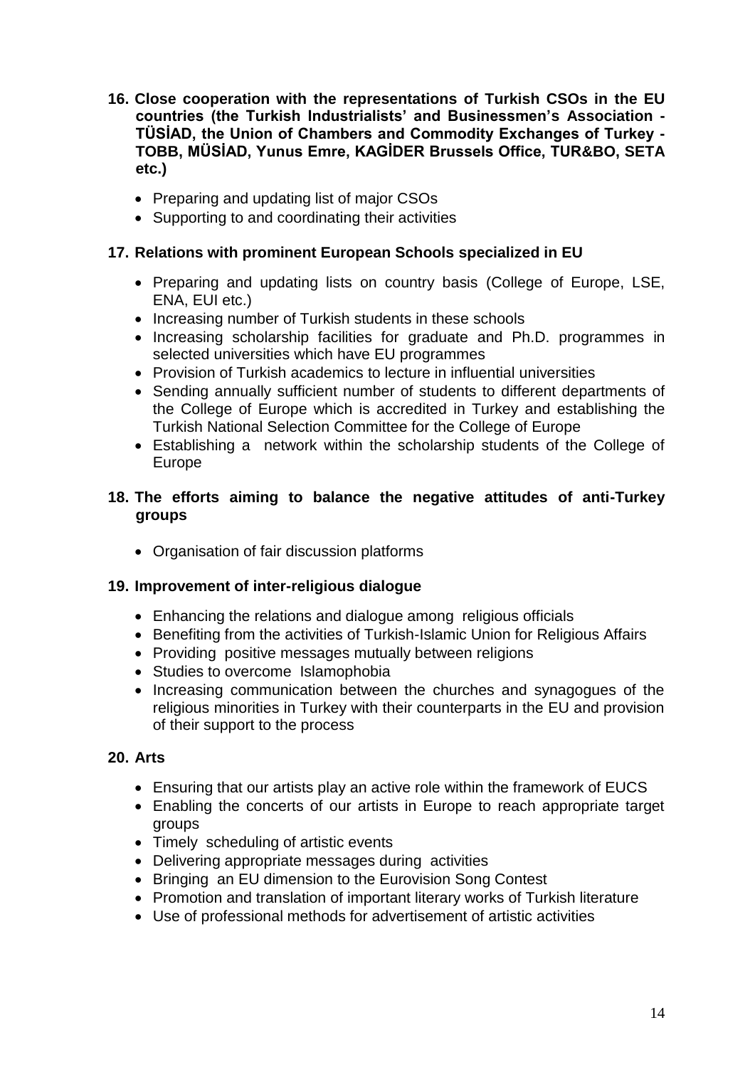**16. Close cooperation with the representations of Turkish CSOs in the EU countries (the Turkish Industrialists' and Businessmen's Association - TÜSİAD, the Union of Chambers and Commodity Exchanges of Turkey - TOBB, MÜSİAD, Yunus Emre, KAGİDER Brussels Office, TUR&BO, SETA etc.)**

- Preparing and updating list of major CSOs
- Supporting to and coordinating their activities

**17. Relations with prominent European Schools specialized in EU**

- Preparing and updating lists on country basis (College of Europe, LSE, ENA, EUI etc.)
- Increasing number of Turkish students in these schools
- Increasing scholarship facilities for graduate and Ph.D. programmes in selected universities which have EU programmes
- Provision of Turkish academics to lecture in influential universities
- Sending annually sufficient number of students to different departments of the College of Europe which is accredited in Turkey and establishing the Turkish National Selection Committee for the College of Europe
- Establishing a network within the scholarship students of the College of Europe

**18. The efforts aiming to balance the negative attitudes of anti-Turkey groups**

- Organisation of fair discussion platforms

**19. Improvement of inter-religious dialogue**

- Enhancing the relations and dialogue among religious officials
- Benefiting from the activities of Turkish-Islamic Union for Religious Affairs
- Providing positive messages mutually between religions
- Studies to overcome Islamophobia
- Increasing communication between the churches and synagogues of the religious minorities in Turkey with their counterparts in the EU and provision of their support to the process

**20. Arts**

- Ensuring that our artists play an active role within the framework of EUCS
- Enabling the concerts of our artists in Europe to reach appropriate target groups
- Timely scheduling of artistic events
- Delivering appropriate messages during activities
- Bringing an EU dimension to the Eurovision Song Contest
- Promotion and translation of important literary works of Turkish literature
- Use of professional methods for advertisement of artistic activities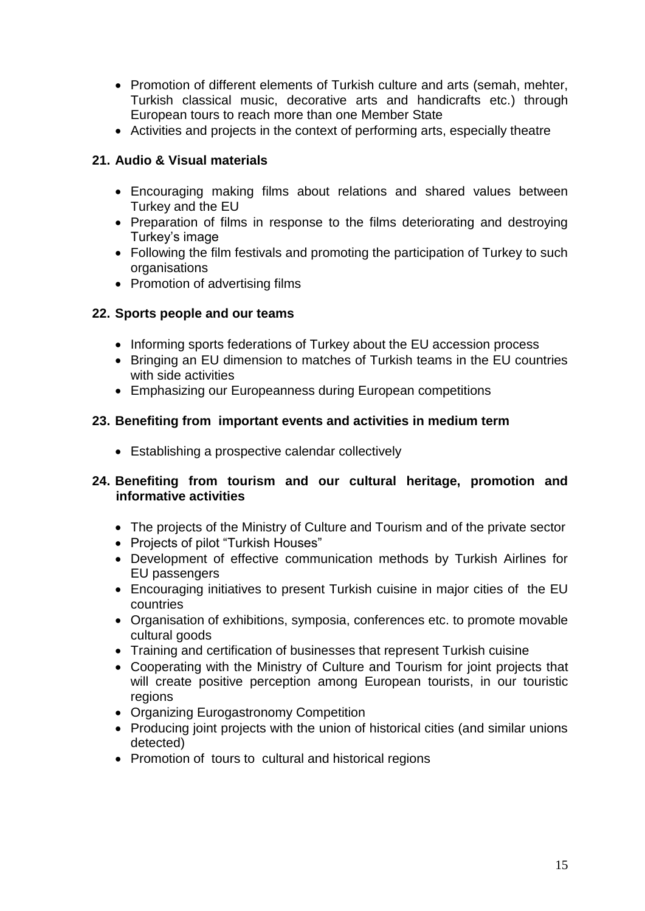- Promotion of different elements of Turkish culture and arts (semah, mehter, Turkish classical music, decorative arts and handicrafts etc.) through European tours to reach more than one Member State
- Activities and projects in the context of performing arts, especially theatre

**21. Audio & Visual materials**

- Encouraging making films about relations and shared values between Turkey and the EU
- Preparation of films in response to the films deteriorating and destroying Turkey's image
- Following the film festivals and promoting the participation of Turkey to such organisations
- Promotion of advertising films

**22. Sports people and our teams**

- Informing sports federations of Turkey about the EU accession process
- Bringing an EU dimension to matches of Turkish teams in the EU countries with side activities
- Emphasizing our Europeanness during European competitions

**23. Benefiting from important events and activities in medium term**

- Establishing a prospective calendar collectively

**24. Benefiting from tourism and our cultural heritage, promotion and informative activities**

- The projects of the Ministry of Culture and Tourism and of the private sector
- Projects of pilot "Turkish Houses"
- Development of effective communication methods by Turkish Airlines for EU passengers
- Encouraging initiatives to present Turkish cuisine in major cities of the EU countries
- Organisation of exhibitions, symposia, conferences etc. to promote movable cultural goods
- Training and certification of businesses that represent Turkish cuisine
- Cooperating with the Ministry of Culture and Tourism for joint projects that will create positive perception among European tourists, in our touristic regions
- Organizing Eurogastronomy Competition
- Producing joint projects with the union of historical cities (and similar unions detected)
- Promotion of tours to cultural and historical regions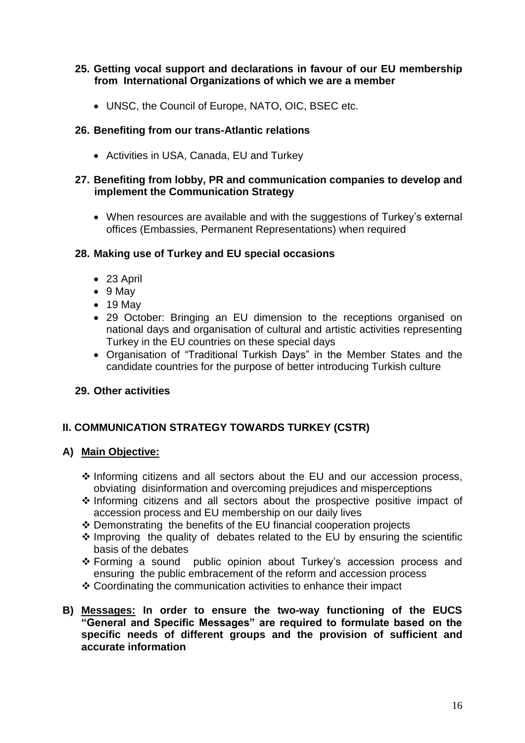**25. Getting vocal support and declarations in favour of our EU membership from International Organizations of which we are a member**

- UNSC, the Council of Europe, NATO, OIC, BSEC etc.

**26. Benefiting from our trans-Atlantic relations**

- Activities in USA, Canada, EU and Turkey

**27. Benefiting from lobby, PR and communication companies to develop and implement the Communication Strategy**

- When resources are available and with the suggestions of Turkey's external offices (Embassies, Permanent Representations) when required

**28. Making use of Turkey and EU special occasions**

- 23 April
- 9 May
- 19 May
- 29 October: Bringing an EU dimension to the receptions organised on national days and organisation of cultural and artistic activities representing Turkey in the EU countries on these special days
- Organisation of "Traditional Turkish Days" in the Member States and the candidate countries for the purpose of better introducing Turkish culture

**29. Other activities**

## II. COMMUNICATION STRATEGY TOWARDS TURKEY (CSTR)

### A) <u>Main Objective:</u>

- ❖ Informing citizens and all sectors about the EU and our accession process, obviating disinformation and overcoming prejudices and misperceptions
- ❖ Informing citizens and all sectors about the prospective positive impact of accession process and EU membership on our daily lives
- ❖ Demonstrating the benefits of the EU financial cooperation projects
- ❖ Improving the quality of debates related to the EU by ensuring the scientific basis of the debates
- ❖ Forming a sound public opinion about Turkey's accession process and ensuring the public embracement of the reform and accession process
- ❖ Coordinating the communication activities to enhance their impact

**B) <u>Messages:</u> In order to ensure the two-way functioning of the EUCS "General and Specific Messages" are required to formulate based on the specific needs of different groups and the provision of sufficient and accurate information**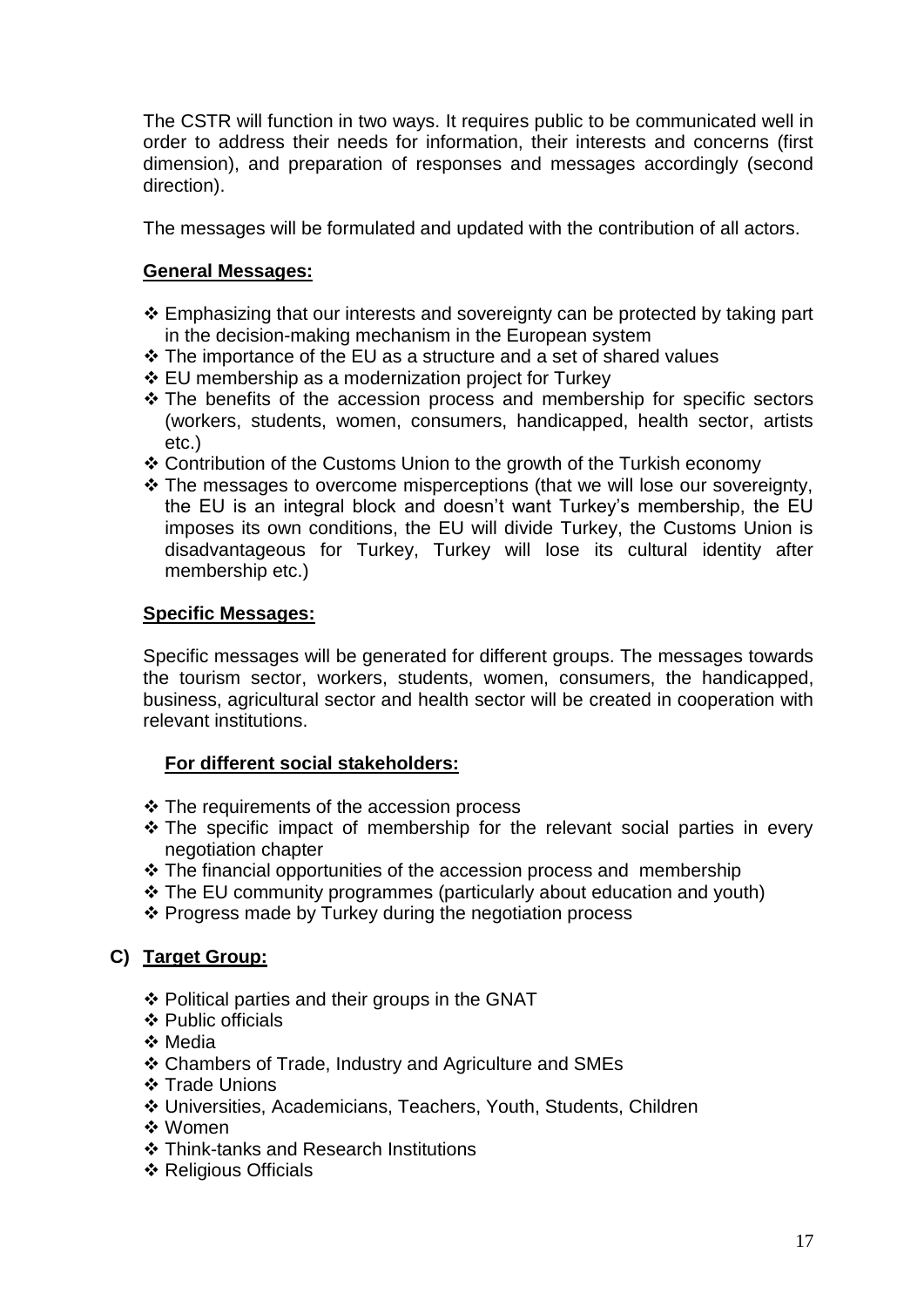The CSTR will function in two ways. It requires public to be communicated well in order to address their needs for information, their interests and concerns (first dimension), and preparation of responses and messages accordingly (second direction).

The messages will be formulated and updated with the contribution of all actors.

**General Messages:**

- Emphasizing that our interests and sovereignty can be protected by taking part in the decision-making mechanism in the European system
- The importance of the EU as a structure and a set of shared values
- EU membership as a modernization project for Turkey
- The benefits of the accession process and membership for specific sectors (workers, students, women, consumers, handicapped, health sector, artists etc.)
- Contribution of the Customs Union to the growth of the Turkish economy
- The messages to overcome misperceptions (that we will lose our sovereignty, the EU is an integral block and doesn't want Turkey's membership, the EU imposes its own conditions, the EU will divide Turkey, the Customs Union is disadvantageous for Turkey, Turkey will lose its cultural identity after membership etc.)

**Specific Messages:**

Specific messages will be generated for different groups. The messages towards the tourism sector, workers, students, women, consumers, the handicapped, business, agricultural sector and health sector will be created in cooperation with relevant institutions.

**For different social stakeholders:**

- The requirements of the accession process
- The specific impact of membership for the relevant social parties in every negotiation chapter
- The financial opportunities of the accession process and membership
- The EU community programmes (particularly about education and youth)
- Progress made by Turkey during the negotiation process

## C) Target Group:

- Political parties and their groups in the GNAT
- Public officials
- Media
- Chambers of Trade, Industry and Agriculture and SMEs
- Trade Unions
- Universities, Academicians, Teachers, Youth, Students, Children
- Women
- Think-tanks and Research Institutions
- Religious Officials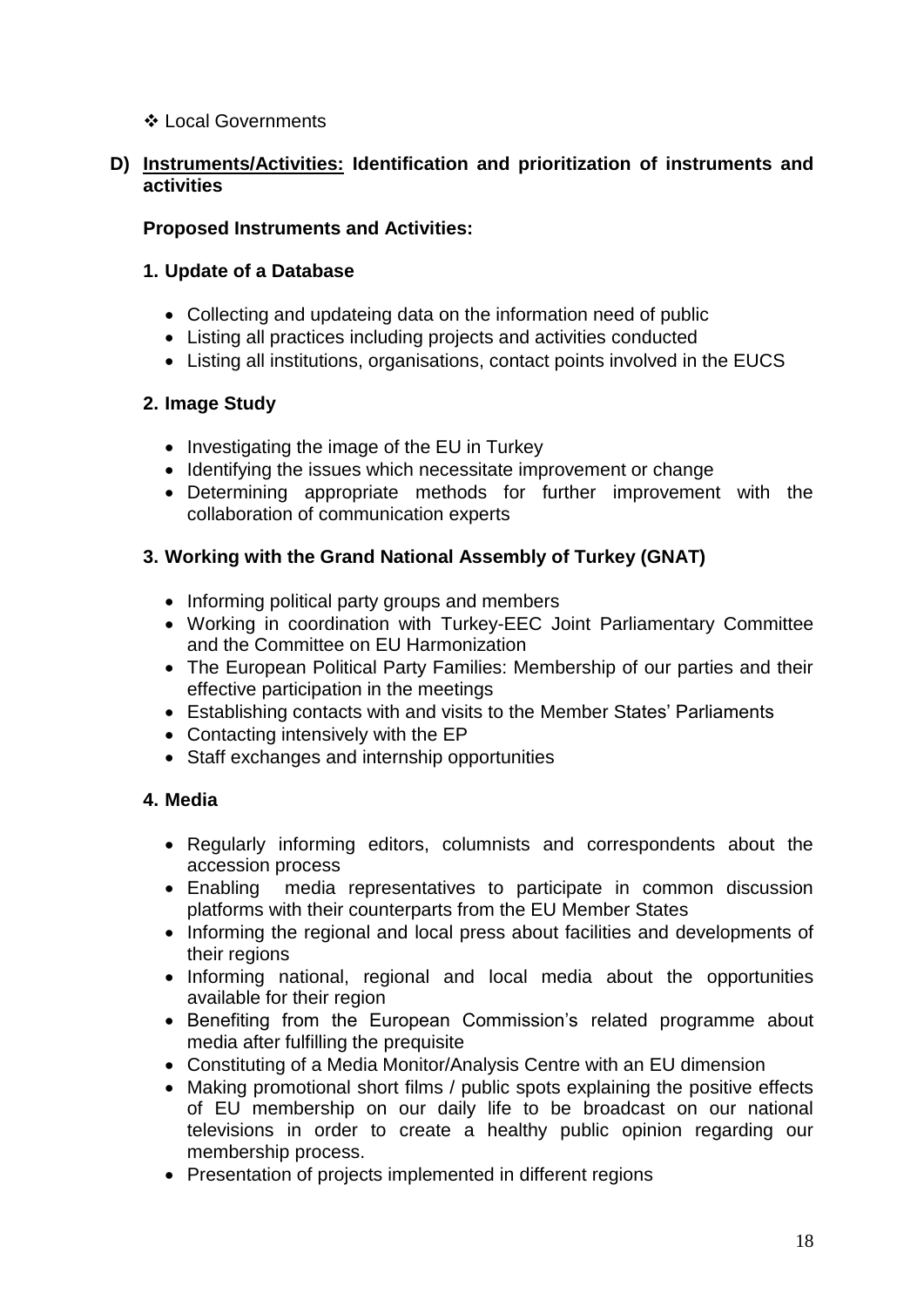- ❖ Local Governments

**D) Instruments/Activities: Identification and prioritization of instruments and activities**

**Proposed Instruments and Activities:**

**1. Update of a Database**

- Collecting and updateing data on the information need of public
- Listing all practices including projects and activities conducted
- Listing all institutions, organisations, contact points involved in the EUCS

**2. Image Study**

- Investigating the image of the EU in Turkey
- Identifying the issues which necessitate improvement or change
- Determining appropriate methods for further improvement with the collaboration of communication experts

**3. Working with the Grand National Assembly of Turkey (GNAT)**

- Informing political party groups and members
- Working in coordination with Turkey-EEC Joint Parliamentary Committee and the Committee on EU Harmonization
- The European Political Party Families: Membership of our parties and their effective participation in the meetings
- Establishing contacts with and visits to the Member States' Parliaments
- Contacting intensively with the EP
- Staff exchanges and internship opportunities

**4. Media**

- Regularly informing editors, columnists and correspondents about the accession process
- Enabling media representatives to participate in common discussion platforms with their counterparts from the EU Member States
- Informing the regional and local press about facilities and developments of their regions
- Informing national, regional and local media about the opportunities available for their region
- Benefiting from the European Commission's related programme about media after fulfilling the prequisite
- Constituting of a Media Monitor/Analysis Centre with an EU dimension
- Making promotional short films / public spots explaining the positive effects of EU membership on our daily life to be broadcast on our national televisions in order to create a healthy public opinion regarding our membership process.
- Presentation of projects implemented in different regions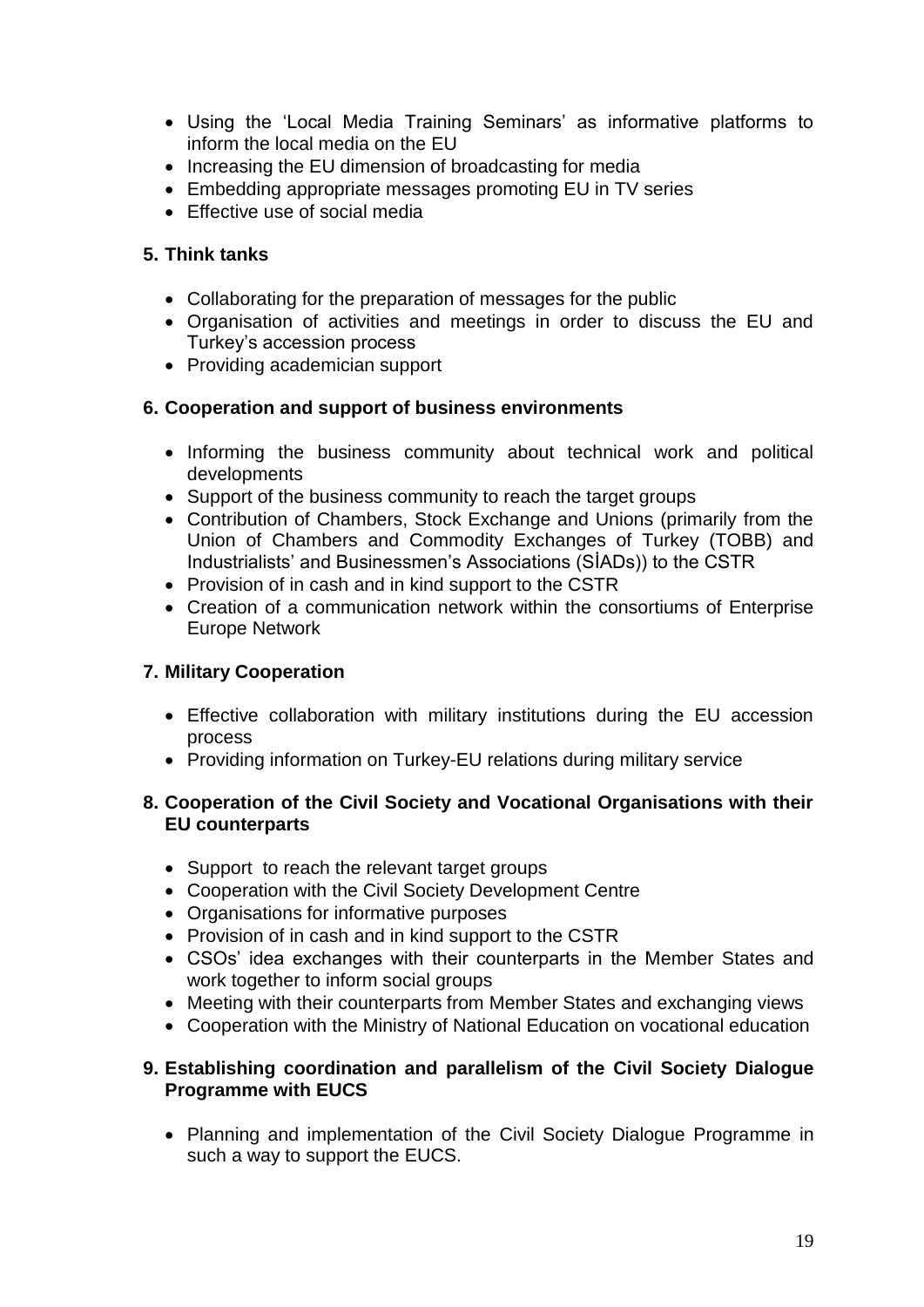- Using the 'Local Media Training Seminars' as informative platforms to inform the local media on the EU
- Increasing the EU dimension of broadcasting for media
- Embedding appropriate messages promoting EU in TV series
- Effective use of social media

**5. Think tanks**

- Collaborating for the preparation of messages for the public
- Organisation of activities and meetings in order to discuss the EU and Turkey's accession process
- Providing academician support

**6. Cooperation and support of business environments**

- Informing the business community about technical work and political developments
- Support of the business community to reach the target groups
- Contribution of Chambers, Stock Exchange and Unions (primarily from the Union of Chambers and Commodity Exchanges of Turkey (TOBB) and Industrialists' and Businessmen's Associations (SİADs)) to the CSTR
- Provision of in cash and in kind support to the CSTR
- Creation of a communication network within the consortiums of Enterprise Europe Network

**7. Military Cooperation**

- Effective collaboration with military institutions during the EU accession process
- Providing information on Turkey-EU relations during military service

**8. Cooperation of the Civil Society and Vocational Organisations with their EU counterparts**

- Support to reach the relevant target groups
- Cooperation with the Civil Society Development Centre
- Organisations for informative purposes
- Provision of in cash and in kind support to the CSTR
- CSOs' idea exchanges with their counterparts in the Member States and work together to inform social groups
- Meeting with their counterparts from Member States and exchanging views
- Cooperation with the Ministry of National Education on vocational education

**9. Establishing coordination and parallelism of the Civil Society Dialogue Programme with EUCS**

- Planning and implementation of the Civil Society Dialogue Programme in such a way to support the EUCS.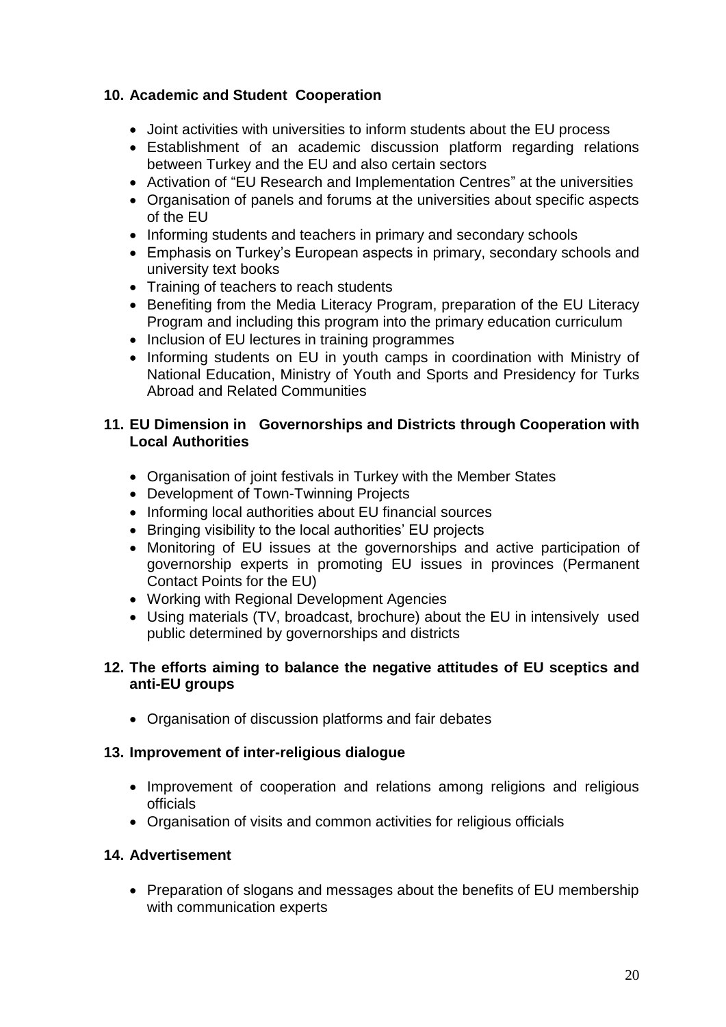## 10. Academic and Student Cooperation

- Joint activities with universities to inform students about the EU process
- Establishment of an academic discussion platform regarding relations between Turkey and the EU and also certain sectors
- Activation of “EU Research and Implementation Centres” at the universities
- Organisation of panels and forums at the universities about specific aspects of the EU
- Informing students and teachers in primary and secondary schools
- Emphasis on Turkey’s European aspects in primary, secondary schools and university text books
- Training of teachers to reach students
- Benefiting from the Media Literacy Program, preparation of the EU Literacy Program and including this program into the primary education curriculum
- Inclusion of EU lectures in training programmes
- Informing students on EU in youth camps in coordination with Ministry of National Education, Ministry of Youth and Sports and Presidency for Turks Abroad and Related Communities

## 11. EU Dimension in Governorships and Districts through Cooperation with Local Authorities

- Organisation of joint festivals in Turkey with the Member States
- Development of Town-Twinning Projects
- Informing local authorities about EU financial sources
- Bringing visibility to the local authorities’ EU projects
- Monitoring of EU issues at the governorships and active participation of governorship experts in promoting EU issues in provinces (Permanent Contact Points for the EU)
- Working with Regional Development Agencies
- Using materials (TV, broadcast, brochure) about the EU in intensively used public determined by governorships and districts

## 12. The efforts aiming to balance the negative attitudes of EU sceptics and anti-EU groups

- Organisation of discussion platforms and fair debates

## 13. Improvement of inter-religious dialogue

- Improvement of cooperation and relations among religions and religious officials
- Organisation of visits and common activities for religious officials

## 14. Advertisement

- Preparation of slogans and messages about the benefits of EU membership with communication experts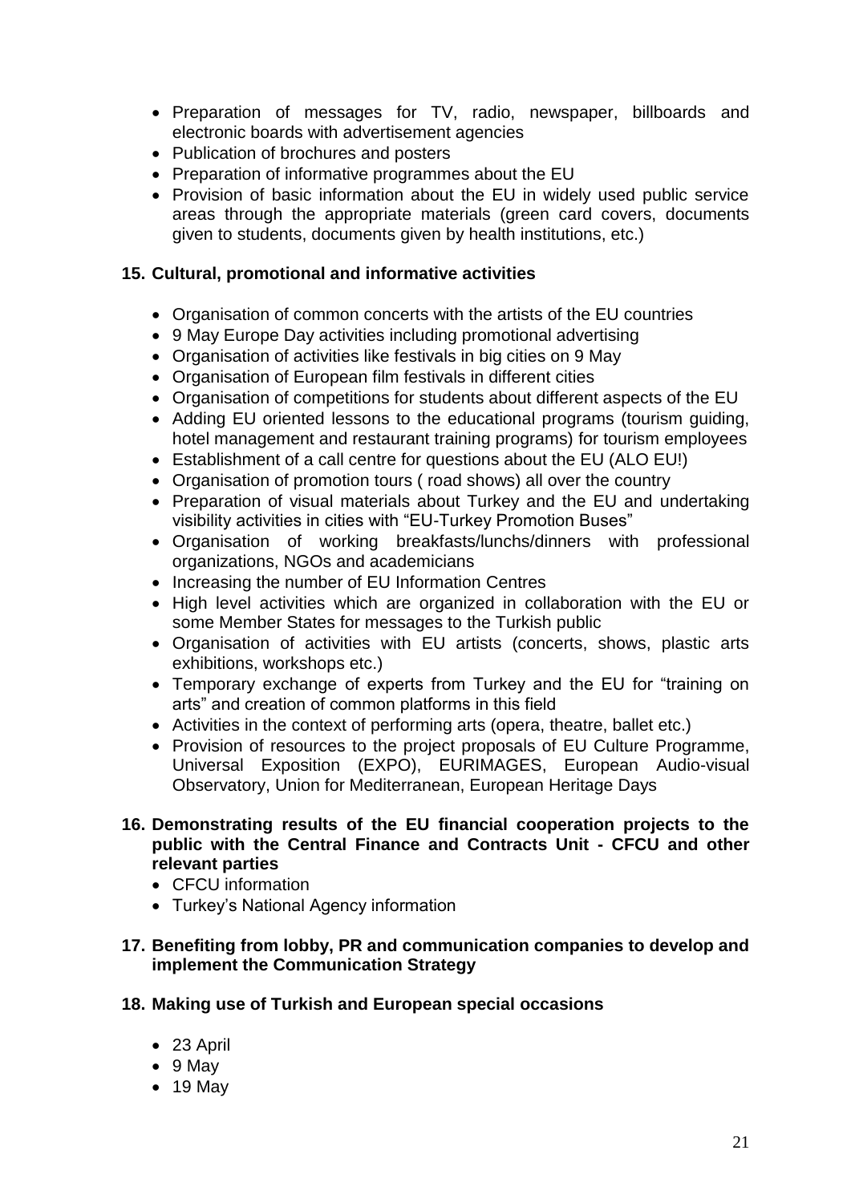- Preparation of messages for TV, radio, newspaper, billboards and electronic boards with advertisement agencies
- Publication of brochures and posters
- Preparation of informative programmes about the EU
- Provision of basic information about the EU in widely used public service areas through the appropriate materials (green card covers, documents given to students, documents given by health institutions, etc.)

**15. Cultural, promotional and informative activities**

- Organisation of common concerts with the artists of the EU countries
- 9 May Europe Day activities including promotional advertising
- Organisation of activities like festivals in big cities on 9 May
- Organisation of European film festivals in different cities
- Organisation of competitions for students about different aspects of the EU
- Adding EU oriented lessons to the educational programs (tourism guiding, hotel management and restaurant training programs) for tourism employees
- Establishment of a call centre for questions about the EU (ALO EU!)
- Organisation of promotion tours ( road shows) all over the country
- Preparation of visual materials about Turkey and the EU and undertaking visibility activities in cities with "EU-Turkey Promotion Buses"
- Organisation of working breakfasts/lunchs/dinners with professional organizations, NGOs and academicians
- Increasing the number of EU Information Centres
- High level activities which are organized in collaboration with the EU or some Member States for messages to the Turkish public
- Organisation of activities with EU artists (concerts, shows, plastic arts exhibitions, workshops etc.)
- Temporary exchange of experts from Turkey and the EU for "training on arts" and creation of common platforms in this field
- Activities in the context of performing arts (opera, theatre, ballet etc.)
- Provision of resources to the project proposals of EU Culture Programme, Universal Exposition (EXPO), EURIMAGES, European Audio-visual Observatory, Union for Mediterranean, European Heritage Days

**16. Demonstrating results of the EU financial cooperation projects to the public with the Central Finance and Contracts Unit - CFCU and other relevant parties**

- CFCU information
- Turkey's National Agency information

**17. Benefiting from lobby, PR and communication companies to develop and implement the Communication Strategy**

**18. Making use of Turkish and European special occasions**

- 23 April
- 9 May
- 19 May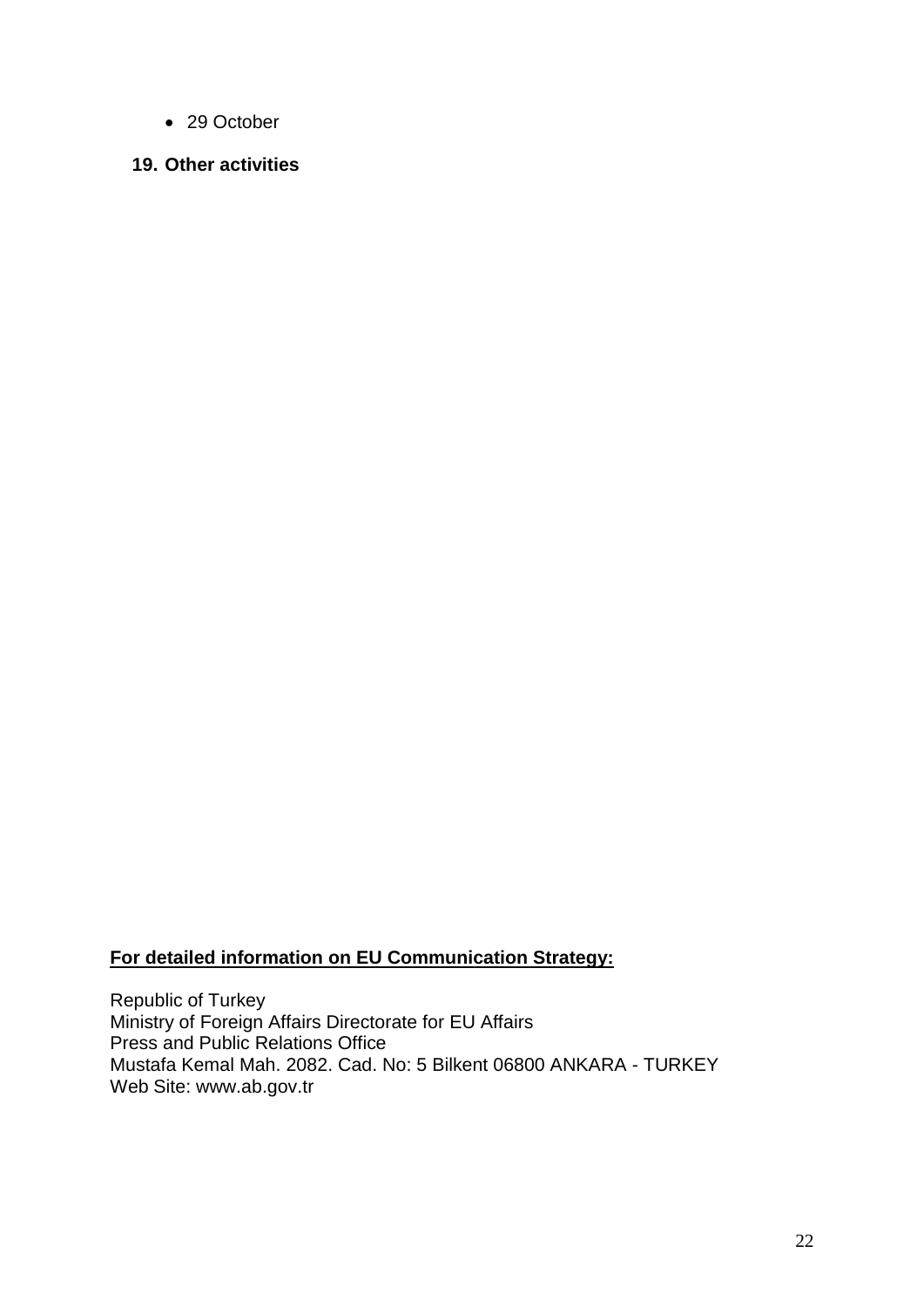- 29 October

## 19. Other activities

**For detailed information on EU Communication Strategy:**

Republic of Turkey
Ministry of Foreign Affairs Directorate for EU Affairs
Press and Public Relations Office
Mustafa Kemal Mah. 2082. Cad. No: 5 Bilkent 06800 ANKARA - TURKEY
Web Site: www.ab.gov.tr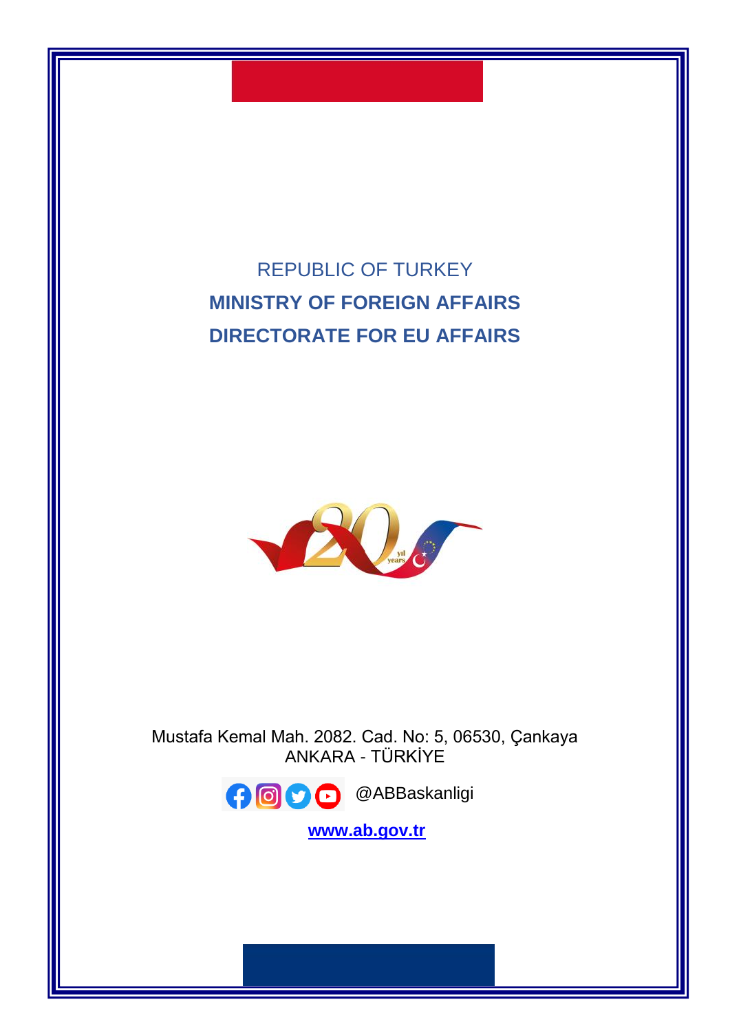REPUBLIC OF TURKEY

**MINISTRY OF FOREIGN AFFAIRS**

**DIRECTORATE FOR EU AFFAIRS**

Mustafa Kemal Mah. 2082. Cad. No: 5, 06530, Çankaya
ANKARA - TÜRKİYE

@ABBaskanligi

**www.ab.gov.tr**